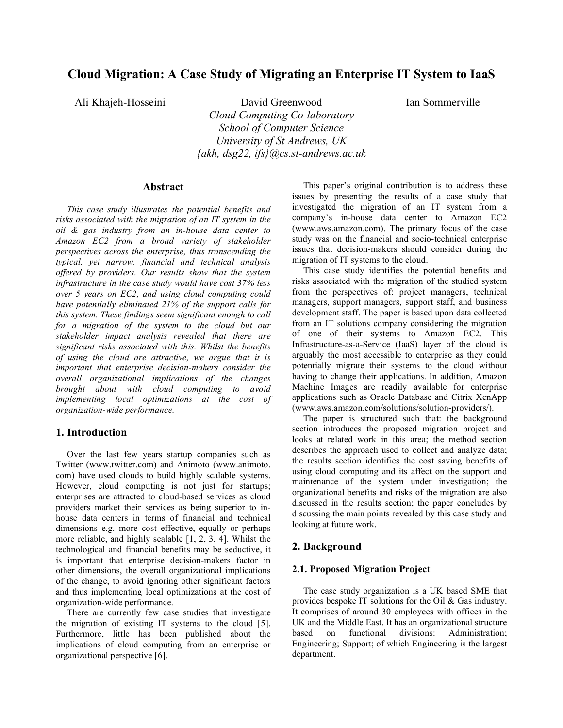# Cloud Migration: A Case Study of Migrating an Enterprise IT System to IaaS

Ali Khajeh-Hosseini, David Greenwood, Ian Sommerville

*Cloud Computing Co-laboratory*
*School of Computer Science*
*University of St Andrews, UK*
*{akh, dsg22, ifs}@cs.st-andrews.ac.uk*

## Abstract

*This case study illustrates the potential benefits and risks associated with the migration of an IT system in the oil & gas industry from an in-house data center to Amazon EC2 from a broad variety of stakeholder perspectives across the enterprise, thus transcending the typical, yet narrow, financial and technical analysis offered by providers. Our results show that the system infrastructure in the case study would have cost 37% less over 5 years on EC2, and using cloud computing could have potentially eliminated 21% of the support calls for this system. These findings seem significant enough to call for a migration of the system to the cloud but our stakeholder impact analysis revealed that there are significant risks associated with this. Whilst the benefits of using the cloud are attractive, we argue that it is important that enterprise decision-makers consider the overall organizational implications of the changes brought about with cloud computing to avoid implementing local optimizations at the cost of organization-wide performance.*

## 1. Introduction

Over the last few years startup companies such as Twitter (www.twitter.com) and Animoto (www.animoto.com) have used clouds to build highly scalable systems. However, cloud computing is not just for startups; enterprises are attracted to cloud-based services as cloud providers market their services as being superior to in-house data centers in terms of financial and technical dimensions e.g. more cost effective, equally or perhaps more reliable, and highly scalable [1, 2, 3, 4]. Whilst the technological and financial benefits may be seductive, it is important that enterprise decision-makers factor in other dimensions, the overall organizational implications of the change, to avoid ignoring other significant factors and thus implementing local optimizations at the cost of organization-wide performance.

There are currently few case studies that investigate the migration of existing IT systems to the cloud [5]. Furthermore, little has been published about the implications of cloud computing from an enterprise or organizational perspective [6].

This paper's original contribution is to address these issues by presenting the results of a case study that investigated the migration of an IT system from a company's in-house data center to Amazon EC2 (www.aws.amazon.com). The primary focus of the case study was on the financial and socio-technical enterprise issues that decision-makers should consider during the migration of IT systems to the cloud.

This case study identifies the potential benefits and risks associated with the migration of the studied system from the perspectives of: project managers, technical managers, support managers, support staff, and business development staff. The paper is based upon data collected from an IT solutions company considering the migration of one of their systems to Amazon EC2. This Infrastructure-as-a-Service (IaaS) layer of the cloud is arguably the most accessible to enterprise as they could potentially migrate their systems to the cloud without having to change their applications. In addition, Amazon Machine Images are readily available for enterprise applications such as Oracle Database and Citrix XenApp (www.aws.amazon.com/solutions/solution-providers/).

The paper is structured such that: the background section introduces the proposed migration project and looks at related work in this area; the method section describes the approach used to collect and analyze data; the results section identifies the cost saving benefits of using cloud computing and its affect on the support and maintenance of the system under investigation; the organizational benefits and risks of the migration are also discussed in the results section; the paper concludes by discussing the main points revealed by this case study and looking at future work.

## 2. Background

### 2.1. Proposed Migration Project

The case study organization is a UK based SME that provides bespoke IT solutions for the Oil & Gas industry. It comprises of around 30 employees with offices in the UK and the Middle East. It has an organizational structure based on functional divisions: Administration; Engineering; Support; of which Engineering is the largest department.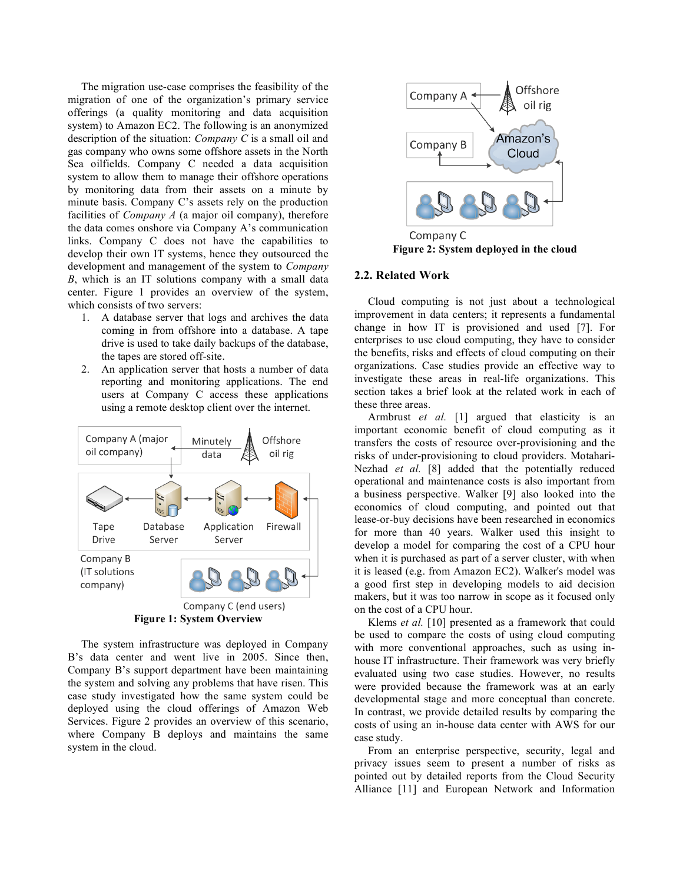The migration use-case comprises the feasibility of the migration of one of the organization's primary service offerings (a quality monitoring and data acquisition system) to Amazon EC2. The following is an anonymized description of the situation: *Company C* is a small oil and gas company who owns some offshore assets in the North Sea oilfields. Company C needed a data acquisition system to allow them to manage their offshore operations by monitoring data from their assets on a minute by minute basis. Company C's assets rely on the production facilities of *Company A* (a major oil company), therefore the data comes onshore via Company A's communication links. Company C does not have the capabilities to develop their own IT systems, hence they outsourced the development and management of the system to *Company B*, which is an IT solutions company with a small data center. Figure 1 provides an overview of the system, which consists of two servers:

1. A database server that logs and archives the data coming in from offshore into a database. A tape drive is used to take daily backups of the database, the tapes are stored off-site.
2. An application server that hosts a number of data reporting and monitoring applications. The end users at Company C access these applications using a remote desktop client over the internet.

**Figure 1: System Overview**

The system infrastructure was deployed in Company B's data center and went live in 2005. Since then, Company B's support department have been maintaining the system and solving any problems that have risen. This case study investigated how the same system could be deployed using the cloud offerings of Amazon Web Services. Figure 2 provides an overview of this scenario, where Company B deploys and maintains the same system in the cloud.

**Figure 2: System deployed in the cloud**

## 2.2. Related Work

Cloud computing is not just about a technological improvement in data centers; it represents a fundamental change in how IT is provisioned and used [7]. For enterprises to use cloud computing, they have to consider the benefits, risks and effects of cloud computing on their organizations. Case studies provide an effective way to investigate these areas in real-life organizations. This section takes a brief look at the related work in each of these three areas.

Armbrust *et al.* [1] argued that elasticity is an important economic benefit of cloud computing as it transfers the costs of resource over-provisioning and the risks of under-provisioning to cloud providers. Motahari-Nezhad *et al.* [8] added that the potentially reduced operational and maintenance costs is also important from a business perspective. Walker [9] also looked into the economics of cloud computing, and pointed out that lease-or-buy decisions have been researched in economics for more than 40 years. Walker used this insight to develop a model for comparing the cost of a CPU hour when it is purchased as part of a server cluster, with when it is leased (e.g. from Amazon EC2). Walker's model was a good first step in developing models to aid decision makers, but it was too narrow in scope as it focused only on the cost of a CPU hour.

Klems *et al.* [10] presented as a framework that could be used to compare the costs of using cloud computing with more conventional approaches, such as using in-house IT infrastructure. Their framework was very briefly evaluated using two case studies. However, no results were provided because the framework was at an early developmental stage and more conceptual than concrete. In contrast, we provide detailed results by comparing the costs of using an in-house data center with AWS for our case study.

From an enterprise perspective, security, legal and privacy issues seem to present a number of risks as pointed out by detailed reports from the Cloud Security Alliance [11] and European Network and Information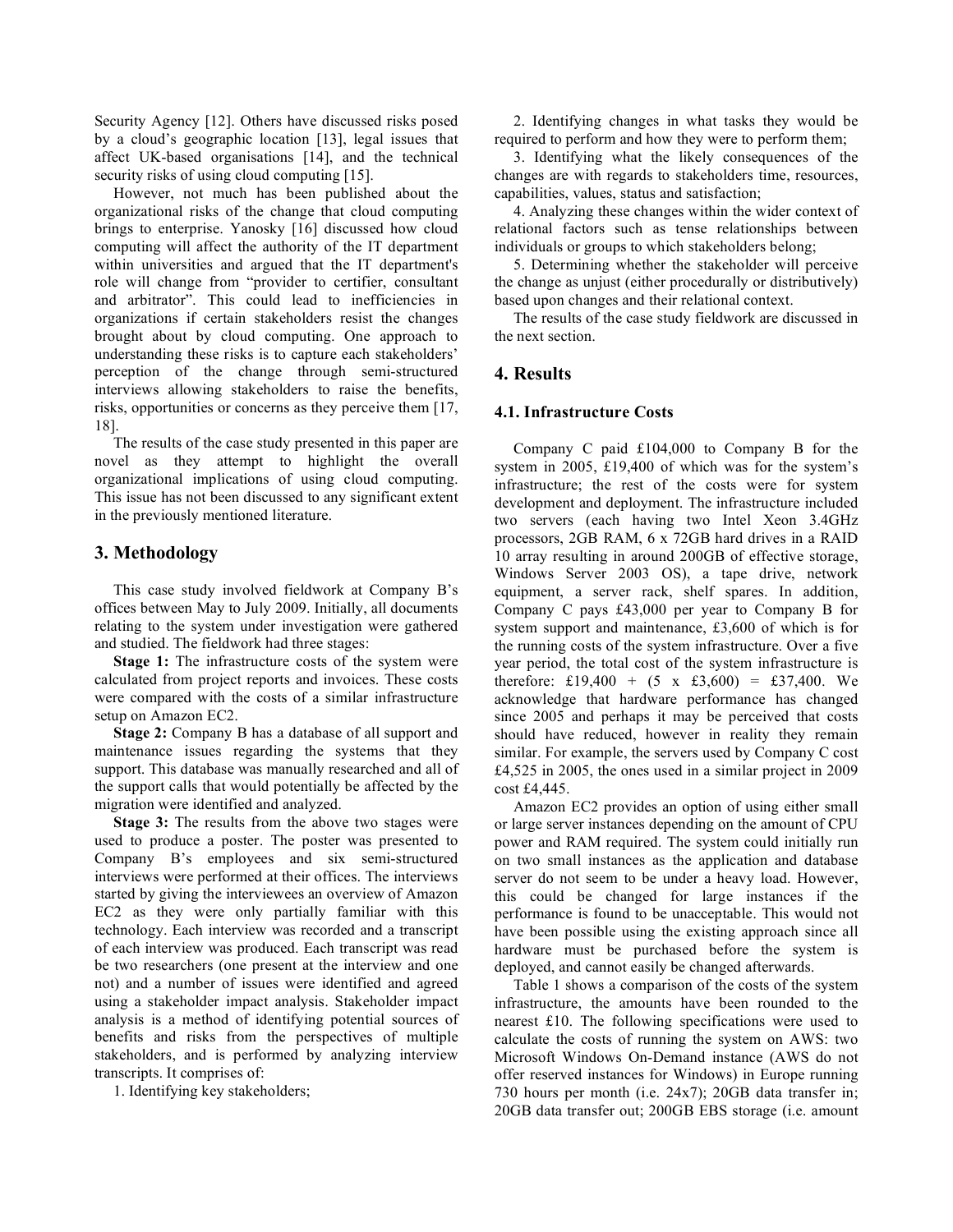Security Agency [12]. Others have discussed risks posed by a cloud's geographic location [13], legal issues that affect UK-based organisations [14], and the technical security risks of using cloud computing [15].

However, not much has been published about the organizational risks of the change that cloud computing brings to enterprise. Yanosky [16] discussed how cloud computing will affect the authority of the IT department within universities and argued that the IT department's role will change from "provider to certifier, consultant and arbitrator". This could lead to inefficiencies in organizations if certain stakeholders resist the changes brought about by cloud computing. One approach to understanding these risks is to capture each stakeholders' perception of the change through semi-structured interviews allowing stakeholders to raise the benefits, risks, opportunities or concerns as they perceive them [17, 18].

The results of the case study presented in this paper are novel as they attempt to highlight the overall organizational implications of using cloud computing. This issue has not been discussed to any significant extent in the previously mentioned literature.

## 3. Methodology

This case study involved fieldwork at Company B's offices between May to July 2009. Initially, all documents relating to the system under investigation were gathered and studied. The fieldwork had three stages:

**Stage 1:** The infrastructure costs of the system were calculated from project reports and invoices. These costs were compared with the costs of a similar infrastructure setup on Amazon EC2.

**Stage 2:** Company B has a database of all support and maintenance issues regarding the systems that they support. This database was manually researched and all of the support calls that would potentially be affected by the migration were identified and analyzed.

**Stage 3:** The results from the above two stages were used to produce a poster. The poster was presented to Company B's employees and six semi-structured interviews were performed at their offices. The interviews started by giving the interviewees an overview of Amazon EC2 as they were only partially familiar with this technology. Each interview was recorded and a transcript of each interview was produced. Each transcript was read be two researchers (one present at the interview and one not) and a number of issues were identified and agreed using a stakeholder impact analysis. Stakeholder impact analysis is a method of identifying potential sources of benefits and risks from the perspectives of multiple stakeholders, and is performed by analyzing interview transcripts. It comprises of:

1. Identifying key stakeholders;
2. Identifying changes in what tasks they would be required to perform and how they were to perform them;
3. Identifying what the likely consequences of the changes are with regards to stakeholders time, resources, capabilities, values, status and satisfaction;
4. Analyzing these changes within the wider context of relational factors such as tense relationships between individuals or groups to which stakeholders belong;
5. Determining whether the stakeholder will perceive the change as unjust (either procedurally or distributively) based upon changes and their relational context.

The results of the case study fieldwork are discussed in the next section.

## 4. Results

### 4.1. Infrastructure Costs

Company C paid £104,000 to Company B for the system in 2005, £19,400 of which was for the system's infrastructure; the rest of the costs were for system development and deployment. The infrastructure included two servers (each having two Intel Xeon 3.4GHz processors, 2GB RAM, 6 x 72GB hard drives in a RAID 10 array resulting in around 200GB of effective storage, Windows Server 2003 OS), a tape drive, network equipment, a server rack, shelf spares. In addition, Company C pays £43,000 per year to Company B for system support and maintenance, £3,600 of which is for the running costs of the system infrastructure. Over a five year period, the total cost of the system infrastructure is therefore: £19,400 + (5 x £3,600) = £37,400. We acknowledge that hardware performance has changed since 2005 and perhaps it may be perceived that costs should have reduced, however in reality they remain similar. For example, the servers used by Company C cost £4,525 in 2005, the ones used in a similar project in 2009 cost £4,445.

Amazon EC2 provides an option of using either small or large server instances depending on the amount of CPU power and RAM required. The system could initially run on two small instances as the application and database server do not seem to be under a heavy load. However, this could be changed for large instances if the performance is found to be unacceptable. This would not have been possible using the existing approach since all hardware must be purchased before the system is deployed, and cannot easily be changed afterwards.

Table 1 shows a comparison of the costs of the system infrastructure, the amounts have been rounded to the nearest £10. The following specifications were used to calculate the costs of running the system on AWS: two Microsoft Windows On-Demand instance (AWS do not offer reserved instances for Windows) in Europe running 730 hours per month (i.e. 24x7); 20GB data transfer in; 20GB data transfer out; 200GB EBS storage (i.e. amount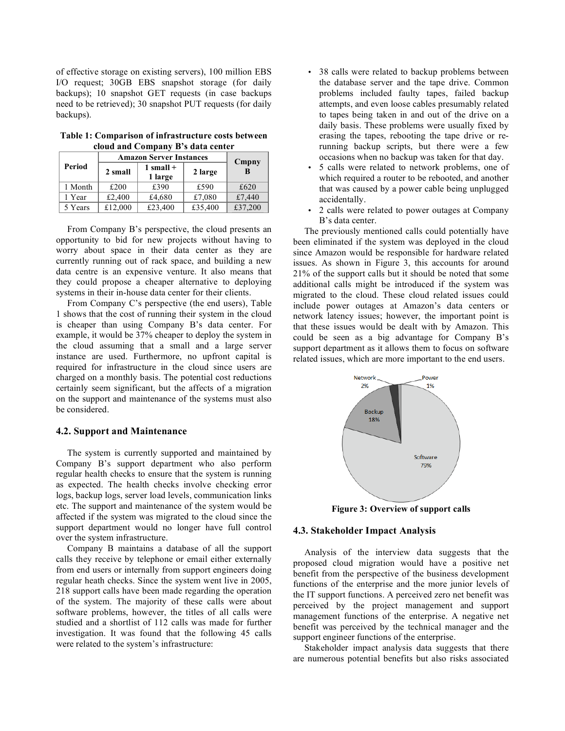of effective storage on existing servers), 100 million EBS I/O request; 30GB EBS snapshot storage (for daily backups); 10 snapshot GET requests (in case backups need to be retrieved); 30 snapshot PUT requests (for daily backups).

**Table 1: Comparison of infrastructure costs between cloud and Company B's data center**

| Period | Amazon Server Instances | | | Cmpny B |
|---|---|---|---|---|
| | 2 small | 1 small + 1 large | 2 large | |
| 1 Month | £200 | £390 | £590 | £620 |
| 1 Year | £2,400 | £4,680 | £7,080 | £7,440 |
| 5 Years | £12,000 | £23,400 | £35,400 | £37,200 |

From Company B's perspective, the cloud presents an opportunity to bid for new projects without having to worry about space in their data center as they are currently running out of rack space, and building a new data centre is an expensive venture. It also means that they could propose a cheaper alternative to deploying systems in their in-house data center for their clients.

From Company C's perspective (the end users), Table 1 shows that the cost of running their system in the cloud is cheaper than using Company B's data center. For example, it would be 37% cheaper to deploy the system in the cloud assuming that a small and a large server instance are used. Furthermore, no upfront capital is required for infrastructure in the cloud since users are charged on a monthly basis. The potential cost reductions certainly seem significant, but the affects of a migration on the support and maintenance of the systems must also be considered.

## 4.2. Support and Maintenance

The system is currently supported and maintained by Company B's support department who also perform regular health checks to ensure that the system is running as expected. The health checks involve checking error logs, backup logs, server load levels, communication links etc. The support and maintenance of the system would be affected if the system was migrated to the cloud since the support department would no longer have full control over the system infrastructure.

Company B maintains a database of all the support calls they receive by telephone or email either externally from end users or internally from support engineers doing regular heath checks. Since the system went live in 2005, 218 support calls have been made regarding the operation of the system. The majority of these calls were about software problems, however, the titles of all calls were studied and a shortlist of 112 calls was made for further investigation. It was found that the following 45 calls were related to the system's infrastructure:

- 38 calls were related to backup problems between the database server and the tape drive. Common problems included faulty tapes, failed backup attempts, and even loose cables presumably related to tapes being taken in and out of the drive on a daily basis. These problems were usually fixed by erasing the tapes, rebooting the tape drive or re-running backup scripts, but there were a few occasions when no backup was taken for that day.
- 5 calls were related to network problems, one of which required a router to be rebooted, and another that was caused by a power cable being unplugged accidentally.
- 2 calls were related to power outages at Company B's data center.

The previously mentioned calls could potentially have been eliminated if the system was deployed in the cloud since Amazon would be responsible for hardware related issues. As shown in Figure 3, this accounts for around 21% of the support calls but it should be noted that some additional calls might be introduced if the system was migrated to the cloud. These cloud related issues could include power outages at Amazon's data centers or network latency issues; however, the important point is that these issues would be dealt with by Amazon. This could be seen as a big advantage for Company B's support department as it allows them to focus on software related issues, which are more important to the end users.

Network 2% | Power 1% | Backup 18% | Software 79%

**Figure 3: Overview of support calls**

## 4.3. Stakeholder Impact Analysis

Analysis of the interview data suggests that the proposed cloud migration would have a positive net benefit from the perspective of the business development functions of the enterprise and the more junior levels of the IT support functions. A perceived zero net benefit was perceived by the project management and support management functions of the enterprise. A negative net benefit was perceived by the technical manager and the support engineer functions of the enterprise.

Stakeholder impact analysis data suggests that there are numerous potential benefits but also risks associated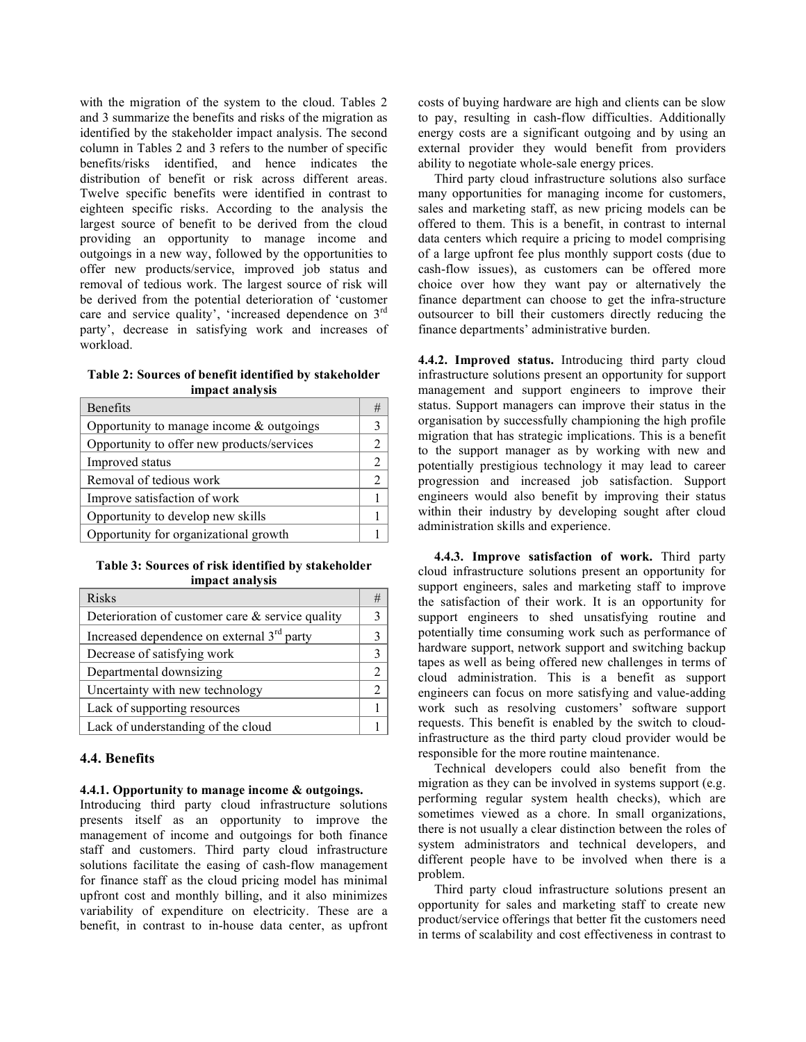with the migration of the system to the cloud. Tables 2 and 3 summarize the benefits and risks of the migration as identified by the stakeholder impact analysis. The second column in Tables 2 and 3 refers to the number of specific benefits/risks identified, and hence indicates the distribution of benefit or risk across different areas. Twelve specific benefits were identified in contrast to eighteen specific risks. According to the analysis the largest source of benefit to be derived from the cloud providing an opportunity to manage income and outgoings in a new way, followed by the opportunities to offer new products/service, improved job status and removal of tedious work. The largest source of risk will be derived from the potential deterioration of 'customer care and service quality', 'increased dependence on 3rd party', decrease in satisfying work and increases of workload.

**Table 2: Sources of benefit identified by stakeholder impact analysis**

| Benefits | # |
|---|---|
| Opportunity to manage income & outgoings | 3 |
| Opportunity to offer new products/services | 2 |
| Improved status | 2 |
| Removal of tedious work | 2 |
| Improve satisfaction of work | 1 |
| Opportunity to develop new skills | 1 |
| Opportunity for organizational growth | 1 |

**Table 3: Sources of risk identified by stakeholder impact analysis**

| Risks | # |
|---|---|
| Deterioration of customer care & service quality | 3 |
| Increased dependence on external 3rd party | 3 |
| Decrease of satisfying work | 3 |
| Departmental downsizing | 2 |
| Uncertainty with new technology | 2 |
| Lack of supporting resources | 1 |
| Lack of understanding of the cloud | 1 |

## 4.4. Benefits

**4.4.1. Opportunity to manage income & outgoings.** Introducing third party cloud infrastructure solutions presents itself as an opportunity to improve the management of income and outgoings for both finance staff and customers. Third party cloud infrastructure solutions facilitate the easing of cash-flow management for finance staff as the cloud pricing model has minimal upfront cost and monthly billing, and it also minimizes variability of expenditure on electricity. These are a benefit, in contrast to in-house data center, as upfront costs of buying hardware are high and clients can be slow to pay, resulting in cash-flow difficulties. Additionally energy costs are a significant outgoing and by using an external provider they would benefit from providers ability to negotiate whole-sale energy prices.

Third party cloud infrastructure solutions also surface many opportunities for managing income for customers, sales and marketing staff, as new pricing models can be offered to them. This is a benefit, in contrast to internal data centers which require a pricing to model comprising of a large upfront fee plus monthly support costs (due to cash-flow issues), as customers can be offered more choice over how they want pay or alternatively the finance department can choose to get the infra-structure outsourcer to bill their customers directly reducing the finance departments' administrative burden.

**4.4.2. Improved status.** Introducing third party cloud infrastructure solutions present an opportunity for support management and support engineers to improve their status. Support managers can improve their status in the organisation by successfully championing the high profile migration that has strategic implications. This is a benefit to the support manager as by working with new and potentially prestigious technology it may lead to career progression and increased job satisfaction. Support engineers would also benefit by improving their status within their industry by developing sought after cloud administration skills and experience.

**4.4.3. Improve satisfaction of work.** Third party cloud infrastructure solutions present an opportunity for support engineers, sales and marketing staff to improve the satisfaction of their work. It is an opportunity for support engineers to shed unsatisfying routine and potentially time consuming work such as performance of hardware support, network support and switching backup tapes as well as being offered new challenges in terms of cloud administration. This is a benefit as support engineers can focus on more satisfying and value-adding work such as resolving customers' software support requests. This benefit is enabled by the switch to cloud-infrastructure as the third party cloud provider would be responsible for the more routine maintenance.

Technical developers could also benefit from the migration as they can be involved in systems support (e.g. performing regular system health checks), which are sometimes viewed as a chore. In small organizations, there is not usually a clear distinction between the roles of system administrators and technical developers, and different people have to be involved when there is a problem.

Third party cloud infrastructure solutions present an opportunity for sales and marketing staff to create new product/service offerings that better fit the customers need in terms of scalability and cost effectiveness in contrast to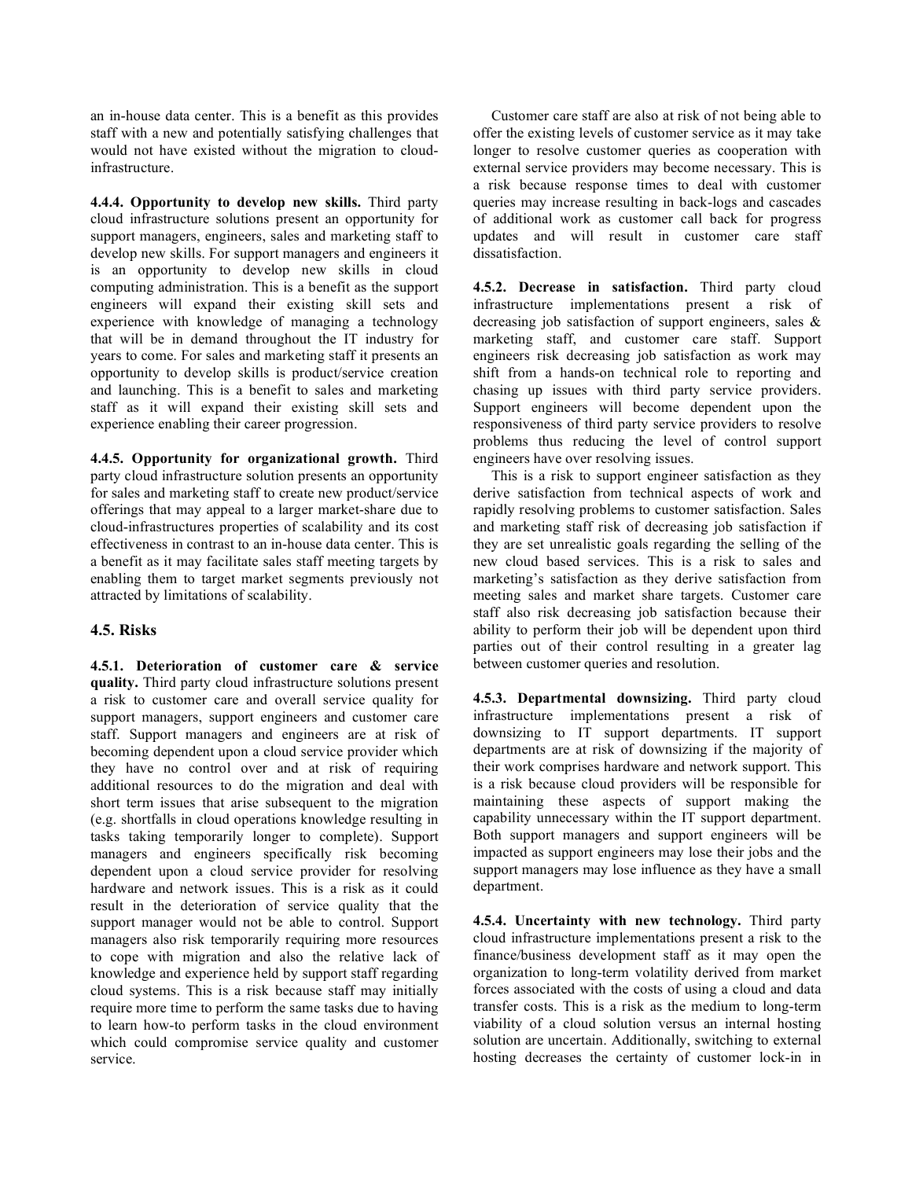an in-house data center. This is a benefit as this provides staff with a new and potentially satisfying challenges that would not have existed without the migration to cloud-infrastructure.

**4.4.4. Opportunity to develop new skills.** Third party cloud infrastructure solutions present an opportunity for support managers, engineers, sales and marketing staff to develop new skills. For support managers and engineers it is an opportunity to develop new skills in cloud computing administration. This is a benefit as the support engineers will expand their existing skill sets and experience with knowledge of managing a technology that will be in demand throughout the IT industry for years to come. For sales and marketing staff it presents an opportunity to develop skills is product/service creation and launching. This is a benefit to sales and marketing staff as it will expand their existing skill sets and experience enabling their career progression.

**4.4.5. Opportunity for organizational growth.** Third party cloud infrastructure solution presents an opportunity for sales and marketing staff to create new product/service offerings that may appeal to a larger market-share due to cloud-infrastructures properties of scalability and its cost effectiveness in contrast to an in-house data center. This is a benefit as it may facilitate sales staff meeting targets by enabling them to target market segments previously not attracted by limitations of scalability.

### 4.5. Risks

**4.5.1. Deterioration of customer care & service quality.** Third party cloud infrastructure solutions present a risk to customer care and overall service quality for support managers, support engineers and customer care staff. Support managers and engineers are at risk of becoming dependent upon a cloud service provider which they have no control over and at risk of requiring additional resources to do the migration and deal with short term issues that arise subsequent to the migration (e.g. shortfalls in cloud operations knowledge resulting in tasks taking temporarily longer to complete). Support managers and engineers specifically risk becoming dependent upon a cloud service provider for resolving hardware and network issues. This is a risk as it could result in the deterioration of service quality that the support manager would not be able to control. Support managers also risk temporarily requiring more resources to cope with migration and also the relative lack of knowledge and experience held by support staff regarding cloud systems. This is a risk because staff may initially require more time to perform the same tasks due to having to learn how-to perform tasks in the cloud environment which could compromise service quality and customer service.

Customer care staff are also at risk of not being able to offer the existing levels of customer service as it may take longer to resolve customer queries as cooperation with external service providers may become necessary. This is a risk because response times to deal with customer queries may increase resulting in back-logs and cascades of additional work as customer call back for progress updates and will result in customer care staff dissatisfaction.

**4.5.2. Decrease in satisfaction.** Third party cloud infrastructure implementations present a risk of decreasing job satisfaction of support engineers, sales & marketing staff, and customer care staff. Support engineers risk decreasing job satisfaction as work may shift from a hands-on technical role to reporting and chasing up issues with third party service providers. Support engineers will become dependent upon the responsiveness of third party service providers to resolve problems thus reducing the level of control support engineers have over resolving issues.

This is a risk to support engineer satisfaction as they derive satisfaction from technical aspects of work and rapidly resolving problems to customer satisfaction. Sales and marketing staff risk of decreasing job satisfaction if they are set unrealistic goals regarding the selling of the new cloud based services. This is a risk to sales and marketing's satisfaction as they derive satisfaction from meeting sales and market share targets. Customer care staff also risk decreasing job satisfaction because their ability to perform their job will be dependent upon third parties out of their control resulting in a greater lag between customer queries and resolution.

**4.5.3. Departmental downsizing.** Third party cloud infrastructure implementations present a risk of downsizing to IT support departments. IT support departments are at risk of downsizing if the majority of their work comprises hardware and network support. This is a risk because cloud providers will be responsible for maintaining these aspects of support making the capability unnecessary within the IT support department. Both support managers and support engineers will be impacted as support engineers may lose their jobs and the support managers may lose influence as they have a small department.

**4.5.4. Uncertainty with new technology.** Third party cloud infrastructure implementations present a risk to the finance/business development staff as it may open the organization to long-term volatility derived from market forces associated with the costs of using a cloud and data transfer costs. This is a risk as the medium to long-term viability of a cloud solution versus an internal hosting solution are uncertain. Additionally, switching to external hosting decreases the certainty of customer lock-in in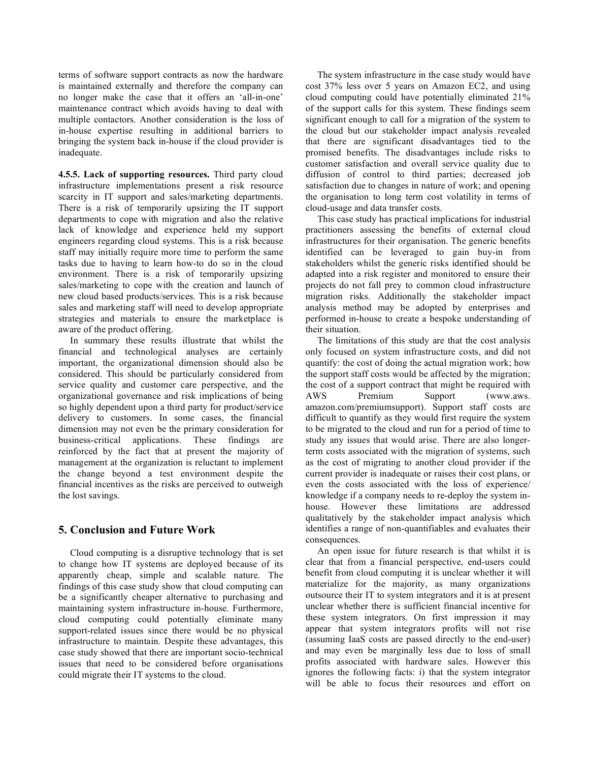terms of software support contracts as now the hardware is maintained externally and therefore the company can no longer make the case that it offers an 'all-in-one' maintenance contract which avoids having to deal with multiple contactors. Another consideration is the loss of in-house expertise resulting in additional barriers to bringing the system back in-house if the cloud provider is inadequate.

**4.5.5. Lack of supporting resources.** Third party cloud infrastructure implementations present a risk resource scarcity in IT support and sales/marketing departments. There is a risk of temporarily upsizing the IT support departments to cope with migration and also the relative lack of knowledge and experience held my support engineers regarding cloud systems. This is a risk because staff may initially require more time to perform the same tasks due to having to learn how-to do so in the cloud environment. There is a risk of temporarily upsizing sales/marketing to cope with the creation and launch of new cloud based products/services. This is a risk because sales and marketing staff will need to develop appropriate strategies and materials to ensure the marketplace is aware of the product offering.

In summary these results illustrate that whilst the financial and technological analyses are certainly important, the organizational dimension should also be considered. This should be particularly considered from service quality and customer care perspective, and the organizational governance and risk implications of being so highly dependent upon a third party for product/service delivery to customers. In some cases, the financial dimension may not even be the primary consideration for business-critical applications. These findings are reinforced by the fact that at present the majority of management at the organization is reluctant to implement the change beyond a test environment despite the financial incentives as the risks are perceived to outweigh the lost savings.

## 5. Conclusion and Future Work

Cloud computing is a disruptive technology that is set to change how IT systems are deployed because of its apparently cheap, simple and scalable nature. The findings of this case study show that cloud computing can be a significantly cheaper alternative to purchasing and maintaining system infrastructure in-house. Furthermore, cloud computing could potentially eliminate many support-related issues since there would be no physical infrastructure to maintain. Despite these advantages, this case study showed that there are important socio-technical issues that need to be considered before organisations could migrate their IT systems to the cloud.

The system infrastructure in the case study would have cost 37% less over 5 years on Amazon EC2, and using cloud computing could have potentially eliminated 21% of the support calls for this system. These findings seem significant enough to call for a migration of the system to the cloud but our stakeholder impact analysis revealed that there are significant disadvantages tied to the promised benefits. The disadvantages include risks to customer satisfaction and overall service quality due to diffusion of control to third parties; decreased job satisfaction due to changes in nature of work; and opening the organisation to long term cost volatility in terms of cloud-usage and data transfer costs.

This case study has practical implications for industrial practitioners assessing the benefits of external cloud infrastructures for their organisation. The generic benefits identified can be leveraged to gain buy-in from stakeholders whilst the generic risks identified should be adapted into a risk register and monitored to ensure their projects do not fall prey to common cloud infrastructure migration risks. Additionally the stakeholder impact analysis method may be adopted by enterprises and performed in-house to create a bespoke understanding of their situation.

The limitations of this study are that the cost analysis only focused on system infrastructure costs, and did not quantify: the cost of doing the actual migration work; how the support staff costs would be affected by the migration; the cost of a support contract that might be required with AWS Premium Support (www.aws.amazon.com/premiumsupport). Support staff costs are difficult to quantify as they would first require the system to be migrated to the cloud and run for a period of time to study any issues that would arise. There are also longer-term costs associated with the migration of systems, such as the cost of migrating to another cloud provider if the current provider is inadequate or raises their cost plans, or even the costs associated with the loss of experience/knowledge if a company needs to re-deploy the system in-house. However these limitations are addressed qualitatively by the stakeholder impact analysis which identifies a range of non-quantifiables and evaluates their consequences.

An open issue for future research is that whilst it is clear that from a financial perspective, end-users could benefit from cloud computing it is unclear whether it will materialize for the majority, as many organizations outsource their IT to system integrators and it is at present unclear whether there is sufficient financial incentive for these system integrators. On first impression it may appear that system integrators profits will not rise (assuming IaaS costs are passed directly to the end-user) and may even be marginally less due to loss of small profits associated with hardware sales. However this ignores the following facts: i) that the system integrator will be able to focus their resources and effort on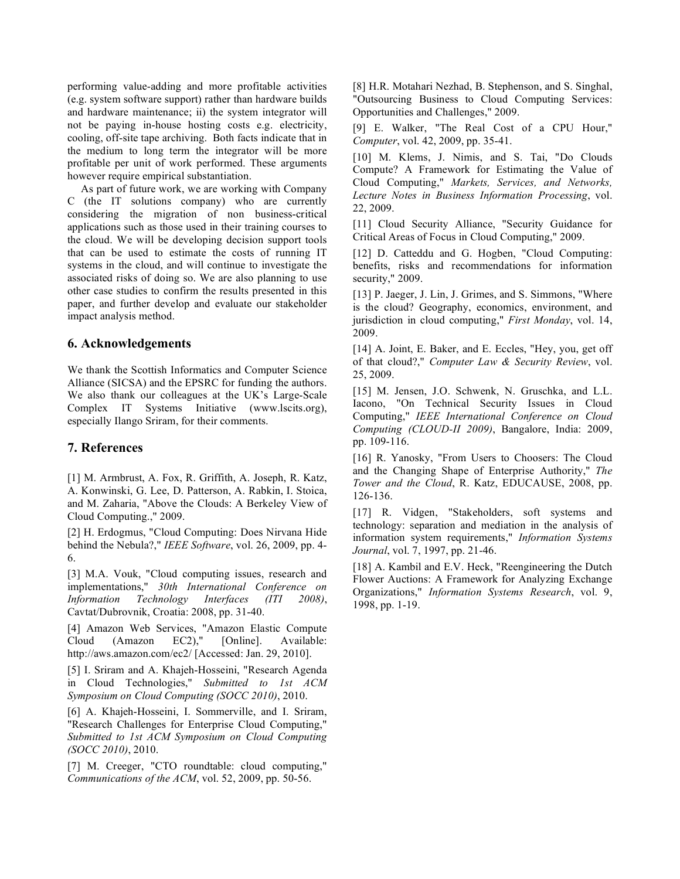performing value-adding and more profitable activities (e.g. system software support) rather than hardware builds and hardware maintenance; ii) the system integrator will not be paying in-house hosting costs e.g. electricity, cooling, off-site tape archiving. Both facts indicate that in the medium to long term the integrator will be more profitable per unit of work performed. These arguments however require empirical substantiation.

As part of future work, we are working with Company C (the IT solutions company) who are currently considering the migration of non business-critical applications such as those used in their training courses to the cloud. We will be developing decision support tools that can be used to estimate the costs of running IT systems in the cloud, and will continue to investigate the associated risks of doing so. We are also planning to use other case studies to confirm the results presented in this paper, and further develop and evaluate our stakeholder impact analysis method.

## 6. Acknowledgements

We thank the Scottish Informatics and Computer Science Alliance (SICSA) and the EPSRC for funding the authors. We also thank our colleagues at the UK's Large-Scale Complex IT Systems Initiative (www.lscits.org), especially Ilango Sriram, for their comments.

## 7. References

[1] M. Armbrust, A. Fox, R. Griffith, A. Joseph, R. Katz, A. Konwinski, G. Lee, D. Patterson, A. Rabkin, I. Stoica, and M. Zaharia, "Above the Clouds: A Berkeley View of Cloud Computing.," 2009.

[2] H. Erdogmus, "Cloud Computing: Does Nirvana Hide behind the Nebula?," *IEEE Software*, vol. 26, 2009, pp. 4-6.

[3] M.A. Vouk, "Cloud computing issues, research and implementations," *30th International Conference on Information Technology Interfaces (ITI 2008)*, Cavtat/Dubrovnik, Croatia: 2008, pp. 31-40.

[4] Amazon Web Services, "Amazon Elastic Compute Cloud (Amazon EC2)," [Online]. Available: http://aws.amazon.com/ec2/ [Accessed: Jan. 29, 2010].

[5] I. Sriram and A. Khajeh-Hosseini, "Research Agenda in Cloud Technologies," *Submitted to 1st ACM Symposium on Cloud Computing (SOCC 2010)*, 2010.

[6] A. Khajeh-Hosseini, I. Sommerville, and I. Sriram, "Research Challenges for Enterprise Cloud Computing," *Submitted to 1st ACM Symposium on Cloud Computing (SOCC 2010)*, 2010.

[7] M. Creeger, "CTO roundtable: cloud computing," *Communications of the ACM*, vol. 52, 2009, pp. 50-56.

[8] H.R. Motahari Nezhad, B. Stephenson, and S. Singhal, "Outsourcing Business to Cloud Computing Services: Opportunities and Challenges," 2009.

[9] E. Walker, "The Real Cost of a CPU Hour," *Computer*, vol. 42, 2009, pp. 35-41.

[10] M. Klems, J. Nimis, and S. Tai, "Do Clouds Compute? A Framework for Estimating the Value of Cloud Computing," *Markets, Services, and Networks, Lecture Notes in Business Information Processing*, vol. 22, 2009.

[11] Cloud Security Alliance, "Security Guidance for Critical Areas of Focus in Cloud Computing," 2009.

[12] D. Catteddu and G. Hogben, "Cloud Computing: benefits, risks and recommendations for information security," 2009.

[13] P. Jaeger, J. Lin, J. Grimes, and S. Simmons, "Where is the cloud? Geography, economics, environment, and jurisdiction in cloud computing," *First Monday*, vol. 14, 2009.

[14] A. Joint, E. Baker, and E. Eccles, "Hey, you, get off of that cloud?," *Computer Law & Security Review*, vol. 25, 2009.

[15] M. Jensen, J.O. Schwenk, N. Gruschka, and L.L. Iacono, "On Technical Security Issues in Cloud Computing," *IEEE International Conference on Cloud Computing (CLOUD-II 2009)*, Bangalore, India: 2009, pp. 109-116.

[16] R. Yanosky, "From Users to Choosers: The Cloud and the Changing Shape of Enterprise Authority," *The Tower and the Cloud*, R. Katz, EDUCAUSE, 2008, pp. 126-136.

[17] R. Vidgen, "Stakeholders, soft systems and technology: separation and mediation in the analysis of information system requirements," *Information Systems Journal*, vol. 7, 1997, pp. 21-46.

[18] A. Kambil and E.V. Heck, "Reengineering the Dutch Flower Auctions: A Framework for Analyzing Exchange Organizations," *Information Systems Research*, vol. 9, 1998, pp. 1-19.